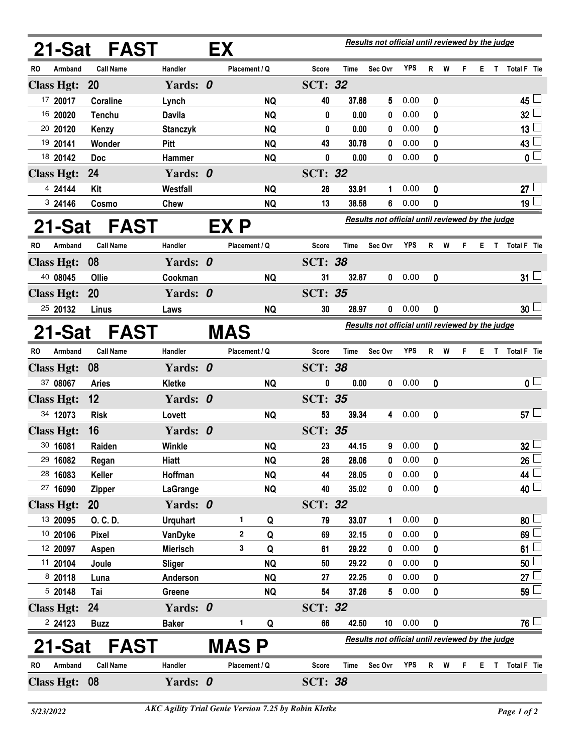## 21-Sat FAST EX

*Results not official until reviewed by the judge*

| RO | Armband | Call Name | Handler | Placement / Q | | Score | Time | Sec Ovr | YPS | R | W | F | E | T | Total F | Tie |
|---|---|---|---|---|---|---|---|---|---|---|---|---|---|---|---|---|
| **Class Hgt: 20** | | | **Yards: 0** | | | **SCT: 32** | | | | | | | | | | |
| 17 | 20017 | Coraline | Lynch | | NQ | 40 | 37.88 | 5 | 0.00 | 0 | | | | | 45 | ☐ |
| 16 | 20020 | Tenchu | Davila | | NQ | 0 | 0.00 | 0 | 0.00 | 0 | | | | | 32 | ☐ |
| 20 | 20120 | Kenzy | Stanczyk | | NQ | 0 | 0.00 | 0 | 0.00 | 0 | | | | | 13 | ☐ |
| 19 | 20141 | Wonder | Pitt | | NQ | 43 | 30.78 | 0 | 0.00 | 0 | | | | | 43 | ☐ |
| 18 | 20142 | Doc | Hammer | | NQ | 0 | 0.00 | 0 | 0.00 | 0 | | | | | 0 | ☐ |
| **Class Hgt: 24** | | | **Yards: 0** | | | **SCT: 32** | | | | | | | | | | |
| 4 | 24144 | Kit | Westfall | | NQ | 26 | 33.91 | 1 | 0.00 | 0 | | | | | 27 | ☐ |
| 3 | 24146 | Cosmo | Chew | | NQ | 13 | 38.58 | 6 | 0.00 | 0 | | | | | 19 | ☐ |

## 21-Sat FAST EX P

*Results not official until reviewed by the judge*

| RO | Armband | Call Name | Handler | Placement / Q | | Score | Time | Sec Ovr | YPS | R | W | F | E | T | Total F | Tie |
|---|---|---|---|---|---|---|---|---|---|---|---|---|---|---|---|---|
| **Class Hgt: 08** | | | **Yards: 0** | | | **SCT: 38** | | | | | | | | | | |
| 40 | 08045 | Ollie | Cookman | | NQ | 31 | 32.87 | 0 | 0.00 | 0 | | | | | 31 | ☐ |
| **Class Hgt: 20** | | | **Yards: 0** | | | **SCT: 35** | | | | | | | | | | |
| 25 | 20132 | Linus | Laws | | NQ | 30 | 28.97 | 0 | 0.00 | 0 | | | | | 30 | ☐ |

## 21-Sat FAST MAS

*Results not official until reviewed by the judge*

| RO | Armband | Call Name | Handler | Placement / Q | | Score | Time | Sec Ovr | YPS | R | W | F | E | T | Total F | Tie |
|---|---|---|---|---|---|---|---|---|---|---|---|---|---|---|---|---|
| **Class Hgt: 08** | | | **Yards: 0** | | | **SCT: 38** | | | | | | | | | | |
| 37 | 08067 | Aries | Kletke | | NQ | 0 | 0.00 | 0 | 0.00 | 0 | | | | | 0 | ☐ |
| **Class Hgt: 12** | | | **Yards: 0** | | | **SCT: 35** | | | | | | | | | | |
| 34 | 12073 | Risk | Lovett | | NQ | 53 | 39.34 | 4 | 0.00 | 0 | | | | | 57 | ☐ |
| **Class Hgt: 16** | | | **Yards: 0** | | | **SCT: 35** | | | | | | | | | | |
| 30 | 16081 | Raiden | Winkle | | NQ | 23 | 44.15 | 9 | 0.00 | 0 | | | | | 32 | ☐ |
| 29 | 16082 | Regan | Hiatt | | NQ | 26 | 28.06 | 0 | 0.00 | 0 | | | | | 26 | ☐ |
| 28 | 16083 | Keller | Hoffman | | NQ | 44 | 28.05 | 0 | 0.00 | 0 | | | | | 44 | ☐ |
| 27 | 16090 | Zipper | LaGrange | | NQ | 40 | 35.02 | 0 | 0.00 | 0 | | | | | 40 | ☐ |
| **Class Hgt: 20** | | | **Yards: 0** | | | **SCT: 32** | | | | | | | | | | |
| 13 | 20095 | O. C. D. | Urquhart | 1 | Q | 79 | 33.07 | 1 | 0.00 | 0 | | | | | 80 | ☐ |
| 10 | 20106 | Pixel | VanDyke | 2 | Q | 69 | 32.15 | 0 | 0.00 | 0 | | | | | 69 | ☐ |
| 12 | 20097 | Aspen | Mierisch | 3 | Q | 61 | 29.22 | 0 | 0.00 | 0 | | | | | 61 | ☐ |
| 11 | 20104 | Joule | Sliger | | NQ | 50 | 29.22 | 0 | 0.00 | 0 | | | | | 50 | ☐ |
| 8 | 20118 | Luna | Anderson | | NQ | 27 | 22.25 | 0 | 0.00 | 0 | | | | | 27 | ☐ |
| 5 | 20148 | Tai | Greene | | NQ | 54 | 37.26 | 5 | 0.00 | 0 | | | | | 59 | ☐ |
| **Class Hgt: 24** | | | **Yards: 0** | | | **SCT: 32** | | | | | | | | | | |
| 2 | 24123 | Buzz | Baker | 1 | Q | 66 | 42.50 | 10 | 0.00 | 0 | | | | | 76 | ☐ |

## 21-Sat FAST MAS P

*Results not official until reviewed by the judge*

| RO | Armband | Call Name | Handler | Placement / Q | | Score | Time | Sec Ovr | YPS | R | W | F | E | T | Total F | Tie |
|---|---|---|---|---|---|---|---|---|---|---|---|---|---|---|---|---|
| **Class Hgt: 08** | | | **Yards: 0** | | | **SCT: 38** | | | | | | | | | | |

5/23/2022 *AKC Agility Trial Genie Version 7.25 by Robin Kletke*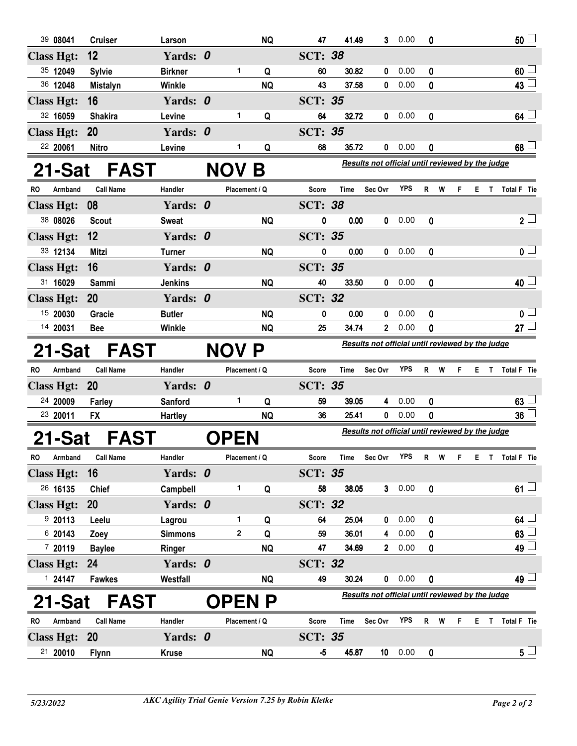| RO | Armband | Call Name | Handler | Placement / Q | | Score | Time | Sec Ovr | YPS | R | W | F | E | T | Total F | Tie |
|---|---|---|---|---|---|---|---|---|---|---|---|---|---|---|---|---|
| 39 | 08041 | Cruiser | Larson | | NQ | 47 | 41.49 | 3 | 0.00 | 0 | | | | | 50 | ☐ |
| **Class Hgt: 12** | | | **Yards: 0** | | | **SCT: 38** | | | | | | | | | | |
| 35 | 12049 | Sylvie | Birkner | 1 | Q | 60 | 30.82 | 0 | 0.00 | 0 | | | | | 60 | ☐ |
| 36 | 12048 | Mistalyn | Winkle | | NQ | 43 | 37.58 | 0 | 0.00 | 0 | | | | | 43 | ☐ |
| **Class Hgt: 16** | | | **Yards: 0** | | | **SCT: 35** | | | | | | | | | | |
| 32 | 16059 | Shakira | Levine | 1 | Q | 64 | 32.72 | 0 | 0.00 | 0 | | | | | 64 | ☐ |
| **Class Hgt: 20** | | | **Yards: 0** | | | **SCT: 35** | | | | | | | | | | |
| 22 | 20061 | Nitro | Levine | 1 | Q | 68 | 35.72 | 0 | 0.00 | 0 | | | | | 68 | ☐ |

## 21-Sat FAST NOV B

*Results not official until reviewed by the judge*

| RO | Armband | Call Name | Handler | Placement / Q | | Score | Time | Sec Ovr | YPS | R | W | F | E | T | Total F | Tie |
|---|---|---|---|---|---|---|---|---|---|---|---|---|---|---|---|---|
| **Class Hgt: 08** | | | **Yards: 0** | | | **SCT: 38** | | | | | | | | | | |
| 38 | 08026 | Scout | Sweat | | NQ | 0 | 0.00 | 0 | 0.00 | 0 | | | | | 2 | ☐ |
| **Class Hgt: 12** | | | **Yards: 0** | | | **SCT: 35** | | | | | | | | | | |
| 33 | 12134 | Mitzi | Turner | | NQ | 0 | 0.00 | 0 | 0.00 | 0 | | | | | 0 | ☐ |
| **Class Hgt: 16** | | | **Yards: 0** | | | **SCT: 35** | | | | | | | | | | |
| 31 | 16029 | Sammi | Jenkins | | NQ | 40 | 33.50 | 0 | 0.00 | 0 | | | | | 40 | ☐ |
| **Class Hgt: 20** | | | **Yards: 0** | | | **SCT: 32** | | | | | | | | | | |
| 15 | 20030 | Gracie | Butler | | NQ | 0 | 0.00 | 0 | 0.00 | 0 | | | | | 0 | ☐ |
| 14 | 20031 | Bee | Winkle | | NQ | 25 | 34.74 | 2 | 0.00 | 0 | | | | | 27 | ☐ |

## 21-Sat FAST NOV P

*Results not official until reviewed by the judge*

| RO | Armband | Call Name | Handler | Placement / Q | | Score | Time | Sec Ovr | YPS | R | W | F | E | T | Total F | Tie |
|---|---|---|---|---|---|---|---|---|---|---|---|---|---|---|---|---|
| **Class Hgt: 20** | | | **Yards: 0** | | | **SCT: 35** | | | | | | | | | | |
| 24 | 20009 | Farley | Sanford | 1 | Q | 59 | 39.05 | 4 | 0.00 | 0 | | | | | 63 | ☐ |
| 23 | 20011 | FX | Hartley | | NQ | 36 | 25.41 | 0 | 0.00 | 0 | | | | | 36 | ☐ |

## 21-Sat FAST OPEN

*Results not official until reviewed by the judge*

| RO | Armband | Call Name | Handler | Placement / Q | | Score | Time | Sec Ovr | YPS | R | W | F | E | T | Total F | Tie |
|---|---|---|---|---|---|---|---|---|---|---|---|---|---|---|---|---|
| **Class Hgt: 16** | | | **Yards: 0** | | | **SCT: 35** | | | | | | | | | | |
| 26 | 16135 | Chief | Campbell | 1 | Q | 58 | 38.05 | 3 | 0.00 | 0 | | | | | 61 | ☐ |
| **Class Hgt: 20** | | | **Yards: 0** | | | **SCT: 32** | | | | | | | | | | |
| 9 | 20113 | Leelu | Lagrou | 1 | Q | 64 | 25.04 | 0 | 0.00 | 0 | | | | | 64 | ☐ |
| 6 | 20143 | Zoey | Simmons | 2 | Q | 59 | 36.01 | 4 | 0.00 | 0 | | | | | 63 | ☐ |
| 7 | 20119 | Baylee | Ringer | | NQ | 47 | 34.69 | 2 | 0.00 | 0 | | | | | 49 | ☐ |
| **Class Hgt: 24** | | | **Yards: 0** | | | **SCT: 32** | | | | | | | | | | |
| 1 | 24147 | Fawkes | Westfall | | NQ | 49 | 30.24 | 0 | 0.00 | 0 | | | | | 49 | ☐ |

## 21-Sat FAST OPEN P

*Results not official until reviewed by the judge*

| RO | Armband | Call Name | Handler | Placement / Q | | Score | Time | Sec Ovr | YPS | R | W | F | E | T | Total F | Tie |
|---|---|---|---|---|---|---|---|---|---|---|---|---|---|---|---|---|
| **Class Hgt: 20** | | | **Yards: 0** | | | **SCT: 35** | | | | | | | | | | |
| 21 | 20010 | Flynn | Kruse | | NQ | -5 | 45.87 | 10 | 0.00 | 0 | | | | | 5 | ☐ |

*5/23/2022* — *AKC Agility Trial Genie Version 7.25 by Robin Kletke*